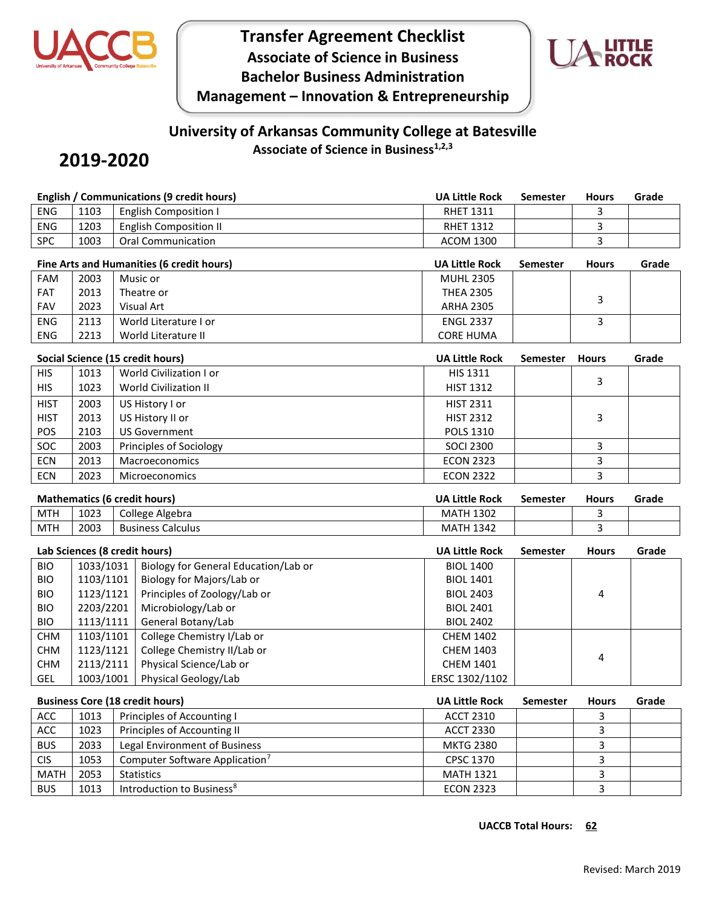# Transfer Agreement Checklist

## Associate of Science in Business

## Bachelor Business Administration

## Management – Innovation & Entrepreneurship

## University of Arkansas Community College at Batesville

### Associate of Science in Business[1,2,3]

## 2019-2020

**English / Communications (9 credit hours)**

| | | | UA Little Rock | Semester | Hours | Grade |
|---|---|---|---|---|---|---|
| ENG | 1103 | English Composition I | RHET 1311 | | 3 | |
| ENG | 1203 | English Composition II | RHET 1312 | | 3 | |
| SPC | 1003 | Oral Communication | ACOM 1300 | | 3 | |

**Fine Arts and Humanities (6 credit hours)**

| | | | UA Little Rock | Semester | Hours | Grade |
|---|---|---|---|---|---|---|
| FAM | 2003 | Music or | MUHL 2305 | | 3 | |
| FAT | 2013 | Theatre or | THEA 2305 | | | |
| FAV | 2023 | Visual Art | ARHA 2305 | | | |
| ENG | 2113 | World Literature I or | ENGL 2337 | | 3 | |
| ENG | 2213 | World Literature II | CORE HUMA | | | |

**Social Science (15 credit hours)**

| | | | UA Little Rock | Semester | Hours | Grade |
|---|---|---|---|---|---|---|
| HIS | 1013 | World Civilization I or | HIS 1311 | | 3 | |
| HIS | 1023 | World Civilization II | HIST 1312 | | | |
| HIST | 2003 | US History I or | HIST 2311 | | 3 | |
| HIST | 2013 | US History II or | HIST 2312 | | | |
| POS | 2103 | US Government | POLS 1310 | | | |
| SOC | 2003 | Principles of Sociology | SOCI 2300 | | 3 | |
| ECN | 2013 | Macroeconomics | ECON 2323 | | 3 | |
| ECN | 2023 | Microeconomics | ECON 2322 | | 3 | |

**Mathematics (6 credit hours)**

| | | | UA Little Rock | Semester | Hours | Grade |
|---|---|---|---|---|---|---|
| MTH | 1023 | College Algebra | MATH 1302 | | 3 | |
| MTH | 2003 | Business Calculus | MATH 1342 | | 3 | |

**Lab Sciences (8 credit hours)**

| | | | UA Little Rock | Semester | Hours | Grade |
|---|---|---|---|---|---|---|
| BIO | 1033/1031 | Biology for General Education/Lab or | BIOL 1400 | | 4 | |
| BIO | 1103/1101 | Biology for Majors/Lab or | BIOL 1401 | | | |
| BIO | 1123/1121 | Principles of Zoology/Lab or | BIOL 2403 | | | |
| BIO | 2203/2201 | Microbiology/Lab or | BIOL 2401 | | | |
| BIO | 1113/1111 | General Botany/Lab | BIOL 2402 | | | |
| CHM | 1103/1101 | College Chemistry I/Lab or | CHEM 1402 | | 4 | |
| CHM | 1123/1121 | College Chemistry II/Lab or | CHEM 1403 | | | |
| CHM | 2113/2111 | Physical Science/Lab or | CHEM 1401 | | | |
| GEL | 1003/1001 | Physical Geology/Lab | ERSC 1302/1102 | | | |

**Business Core (18 credit hours)**

| | | | UA Little Rock | Semester | Hours | Grade |
|---|---|---|---|---|---|---|
| ACC | 1013 | Principles of Accounting I | ACCT 2310 | | 3 | |
| ACC | 1023 | Principles of Accounting II | ACCT 2330 | | 3 | |
| BUS | 2033 | Legal Environment of Business | MKTG 2380 | | 3 | |
| CIS | 1053 | Computer Software Application[7] | CPSC 1370 | | 3 | |
| MATH | 2053 | Statistics | MATH 1321 | | 3 | |
| BUS | 1013 | Introduction to Business[8] | ECON 2323 | | 3 | |

**UACCB Total Hours: 62**

Revised: March 2019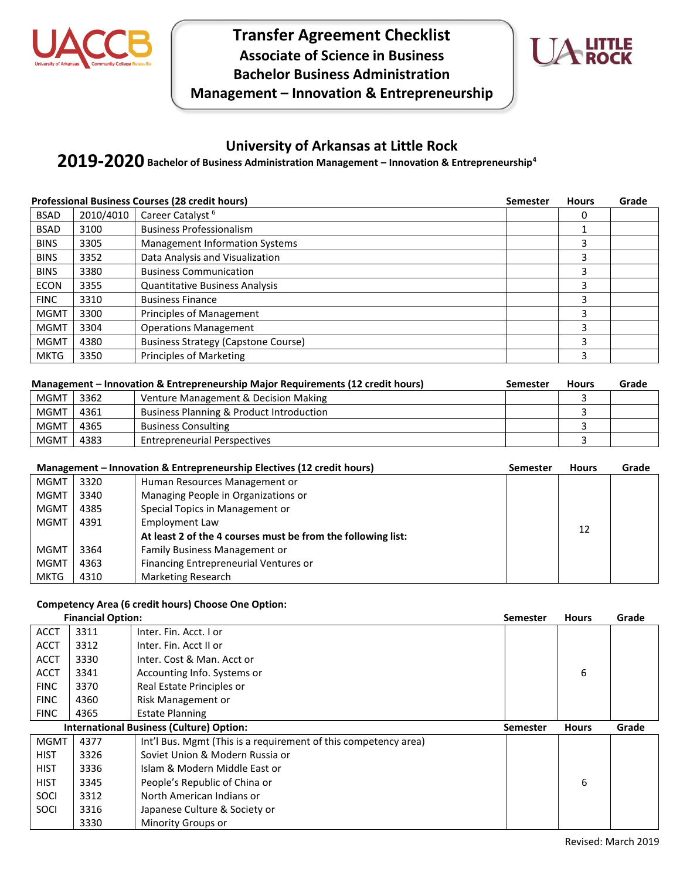# Transfer Agreement Checklist
## Associate of Science in Business
## Bachelor Business Administration
## Management – Innovation & Entrepreneurship

## University of Arkansas at Little Rock

**2019-2020** **Bachelor of Business Administration Management – Innovation & Entrepreneurship[4]**

**Professional Business Courses (28 credit hours)**

| | | | Semester | Hours | Grade |
|---|---|---|---|---|---|
| BSAD | 2010/4010 | Career Catalyst [6] | | 0 | |
| BSAD | 3100 | Business Professionalism | | 1 | |
| BINS | 3305 | Management Information Systems | | 3 | |
| BINS | 3352 | Data Analysis and Visualization | | 3 | |
| BINS | 3380 | Business Communication | | 3 | |
| ECON | 3355 | Quantitative Business Analysis | | 3 | |
| FINC | 3310 | Business Finance | | 3 | |
| MGMT | 3300 | Principles of Management | | 3 | |
| MGMT | 3304 | Operations Management | | 3 | |
| MGMT | 4380 | Business Strategy (Capstone Course) | | 3 | |
| MKTG | 3350 | Principles of Marketing | | 3 | |

**Management – Innovation & Entrepreneurship Major Requirements (12 credit hours)**

| | | | Semester | Hours | Grade |
|---|---|---|---|---|---|
| MGMT | 3362 | Venture Management & Decision Making | | 3 | |
| MGMT | 4361 | Business Planning & Product Introduction | | 3 | |
| MGMT | 4365 | Business Consulting | | 3 | |
| MGMT | 4383 | Entrepreneurial Perspectives | | 3 | |

**Management – Innovation & Entrepreneurship Electives (12 credit hours)**

| | | | Semester | Hours | Grade |
|---|---|---|---|---|---|
| MGMT | 3320 | Human Resources Management or | | 12 | |
| MGMT | 3340 | Managing People in Organizations or | | | |
| MGMT | 4385 | Special Topics in Management or | | | |
| MGMT | 4391 | Employment Law | | | |
| | | **At least 2 of the 4 courses must be from the following list:** | | | |
| MGMT | 3364 | Family Business Management or | | | |
| MGMT | 4363 | Financing Entrepreneurial Ventures or | | | |
| MKTG | 4310 | Marketing Research | | | |

**Competency Area (6 credit hours) Choose One Option:**

**Financial Option:**

| | | | Semester | Hours | Grade |
|---|---|---|---|---|---|
| ACCT | 3311 | Inter. Fin. Acct. I or | | 6 | |
| ACCT | 3312 | Inter. Fin. Acct II or | | | |
| ACCT | 3330 | Inter. Cost & Man. Acct or | | | |
| ACCT | 3341 | Accounting Info. Systems or | | | |
| FINC | 3370 | Real Estate Principles or | | | |
| FINC | 4360 | Risk Management or | | | |
| FINC | 4365 | Estate Planning | | | |

**International Business (Culture) Option:**

| | | | Semester | Hours | Grade |
|---|---|---|---|---|---|
| MGMT | 4377 | Int'l Bus. Mgmt (This is a requirement of this competency area) | | 6 | |
| HIST | 3326 | Soviet Union & Modern Russia or | | | |
| HIST | 3336 | Islam & Modern Middle East or | | | |
| HIST | 3345 | People's Republic of China or | | | |
| SOCI | 3312 | North American Indians or | | | |
| SOCI | 3316 | Japanese Culture & Society or | | | |
| | 3330 | Minority Groups or | | | |

Revised: March 2019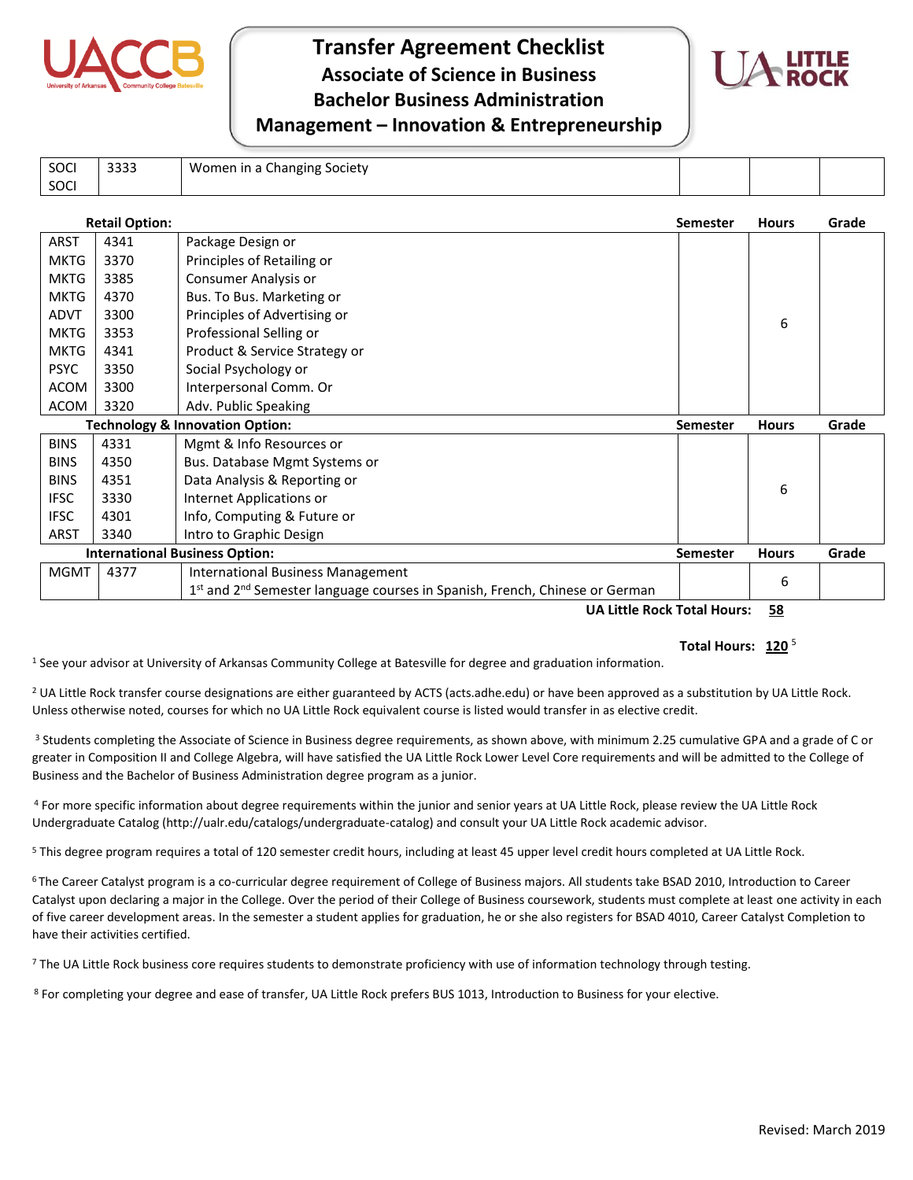# Transfer Agreement Checklist
## Associate of Science in Business
## Bachelor Business Administration
## Management – Innovation & Entrepreneurship

| | | | | | |
|---|---|---|---|---|---|
| SOCI SOCI | 3333 | Women in a Changing Society | | | |

| Retail Option: | | | Semester | Hours | Grade |
|---|---|---|---|---|---|
| ARST | 4341 | Package Design or | | 6 | |
| MKTG | 3370 | Principles of Retailing or | | | |
| MKTG | 3385 | Consumer Analysis or | | | |
| MKTG | 4370 | Bus. To Bus. Marketing or | | | |
| ADVT | 3300 | Principles of Advertising or | | | |
| MKTG | 3353 | Professional Selling or | | | |
| MKTG | 4341 | Product & Service Strategy or | | | |
| PSYC | 3350 | Social Psychology or | | | |
| ACOM | 3300 | Interpersonal Comm. Or | | | |
| ACOM | 3320 | Adv. Public Speaking | | | |
| **Technology & Innovation Option:** | | | **Semester** | **Hours** | **Grade** |
| BINS | 4331 | Mgmt & Info Resources or | | 6 | |
| BINS | 4350 | Bus. Database Mgmt Systems or | | | |
| BINS | 4351 | Data Analysis & Reporting or | | | |
| IFSC | 3330 | Internet Applications or | | | |
| IFSC | 4301 | Info, Computing & Future or | | | |
| ARST | 3340 | Intro to Graphic Design | | | |
| **International Business Option:** | | | **Semester** | **Hours** | **Grade** |
| MGMT | 4377 | International Business Management<br>1st and 2nd Semester language courses in Spanish, French, Chinese or German | | 6 | |

**UA Little Rock Total Hours: 58**

**Total Hours: 120** [5]

[1] See your advisor at University of Arkansas Community College at Batesville for degree and graduation information.

[2] UA Little Rock transfer course designations are either guaranteed by ACTS (acts.adhe.edu) or have been approved as a substitution by UA Little Rock. Unless otherwise noted, courses for which no UA Little Rock equivalent course is listed would transfer in as elective credit.

[3] Students completing the Associate of Science in Business degree requirements, as shown above, with minimum 2.25 cumulative GPA and a grade of C or greater in Composition II and College Algebra, will have satisfied the UA Little Rock Lower Level Core requirements and will be admitted to the College of Business and the Bachelor of Business Administration degree program as a junior.

[4] For more specific information about degree requirements within the junior and senior years at UA Little Rock, please review the UA Little Rock Undergraduate Catalog (http://ualr.edu/catalogs/undergraduate-catalog) and consult your UA Little Rock academic advisor.

[5] This degree program requires a total of 120 semester credit hours, including at least 45 upper level credit hours completed at UA Little Rock.

[6] The Career Catalyst program is a co-curricular degree requirement of College of Business majors. All students take BSAD 2010, Introduction to Career Catalyst upon declaring a major in the College. Over the period of their College of Business coursework, students must complete at least one activity in each of five career development areas. In the semester a student applies for graduation, he or she also registers for BSAD 4010, Career Catalyst Completion to have their activities certified.

[7] The UA Little Rock business core requires students to demonstrate proficiency with use of information technology through testing.

[8] For completing your degree and ease of transfer, UA Little Rock prefers BUS 1013, Introduction to Business for your elective.

Revised: March 2019